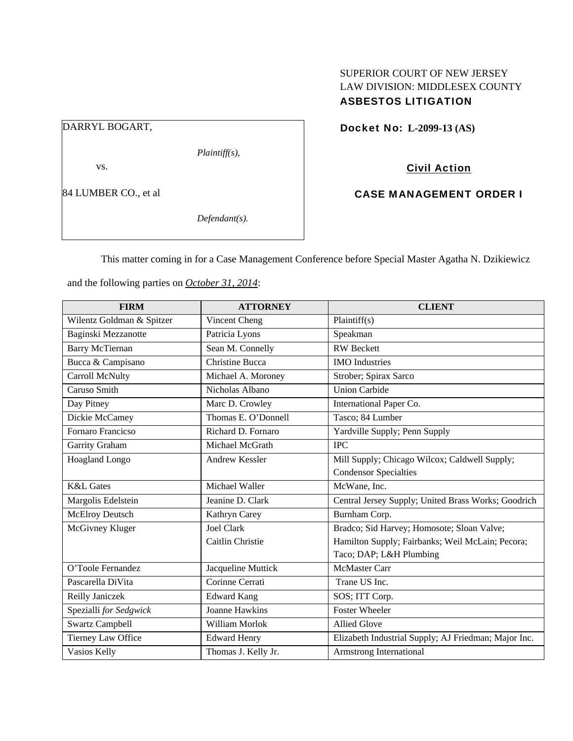SUPERIOR COURT OF NEW JERSEY
LAW DIVISION: MIDDLESEX COUNTY
**ASBESTOS LITIGATION**

| DARRYL BOGART, |
|---|
| *Plaintiff(s),* |
| vs. |
| 84 LUMBER CO., et al |
| *Defendant(s).* |

**Docket No: L-2099-13 (AS)**

**Civil Action**

**CASE MANAGEMENT ORDER I**

This matter coming in for a Case Management Conference before Special Master Agatha N. Dzikiewicz and the following parties on *October 31, 2014*:

| FIRM | ATTORNEY | CLIENT |
|---|---|---|
| Wilentz Goldman & Spitzer | Vincent Cheng | Plaintiff(s) |
| Baginski Mezzanotte | Patricia Lyons | Speakman |
| Barry McTiernan | Sean M. Connelly | RW Beckett |
| Bucca & Campisano | Christine Bucca | IMO Industries |
| Carroll McNulty | Michael A. Moroney | Strober; Spirax Sarco |
| Caruso Smith | Nicholas Albano | Union Carbide |
| Day Pitney | Marc D. Crowley | International Paper Co. |
| Dickie McCamey | Thomas E. O'Donnell | Tasco; 84 Lumber |
| Fornaro Francicso | Richard D. Fornaro | Yardville Supply; Penn Supply |
| Garrity Graham | Michael McGrath | IPC |
| Hoagland Longo | Andrew Kessler | Mill Supply; Chicago Wilcox; Caldwell Supply; Condensor Specialties |
| K&L Gates | Michael Waller | McWane, Inc. |
| Margolis Edelstein | Jeanine D. Clark | Central Jersey Supply; United Brass Works; Goodrich |
| McElroy Deutsch | Kathryn Carey | Burnham Corp. |
| McGivney Kluger | Joel Clark<br>Caitlin Christie | Bradco; Sid Harvey; Homosote; Sloan Valve; Hamilton Supply; Fairbanks; Weil McLain; Pecora; Taco; DAP; L&H Plumbing |
| O'Toole Fernandez | Jacqueline Muttick | McMaster Carr |
| Pascarella DiVita | Corinne Cerrati | Trane US Inc. |
| Reilly Janiczek | Edward Kang | SOS; ITT Corp. |
| Spezialli *for Sedgwick* | Joanne Hawkins | Foster Wheeler |
| Swartz Campbell | William Morlok | Allied Glove |
| Tierney Law Office | Edward Henry | Elizabeth Industrial Supply; AJ Friedman; Major Inc. |
| Vasios Kelly | Thomas J. Kelly Jr. | Armstrong International |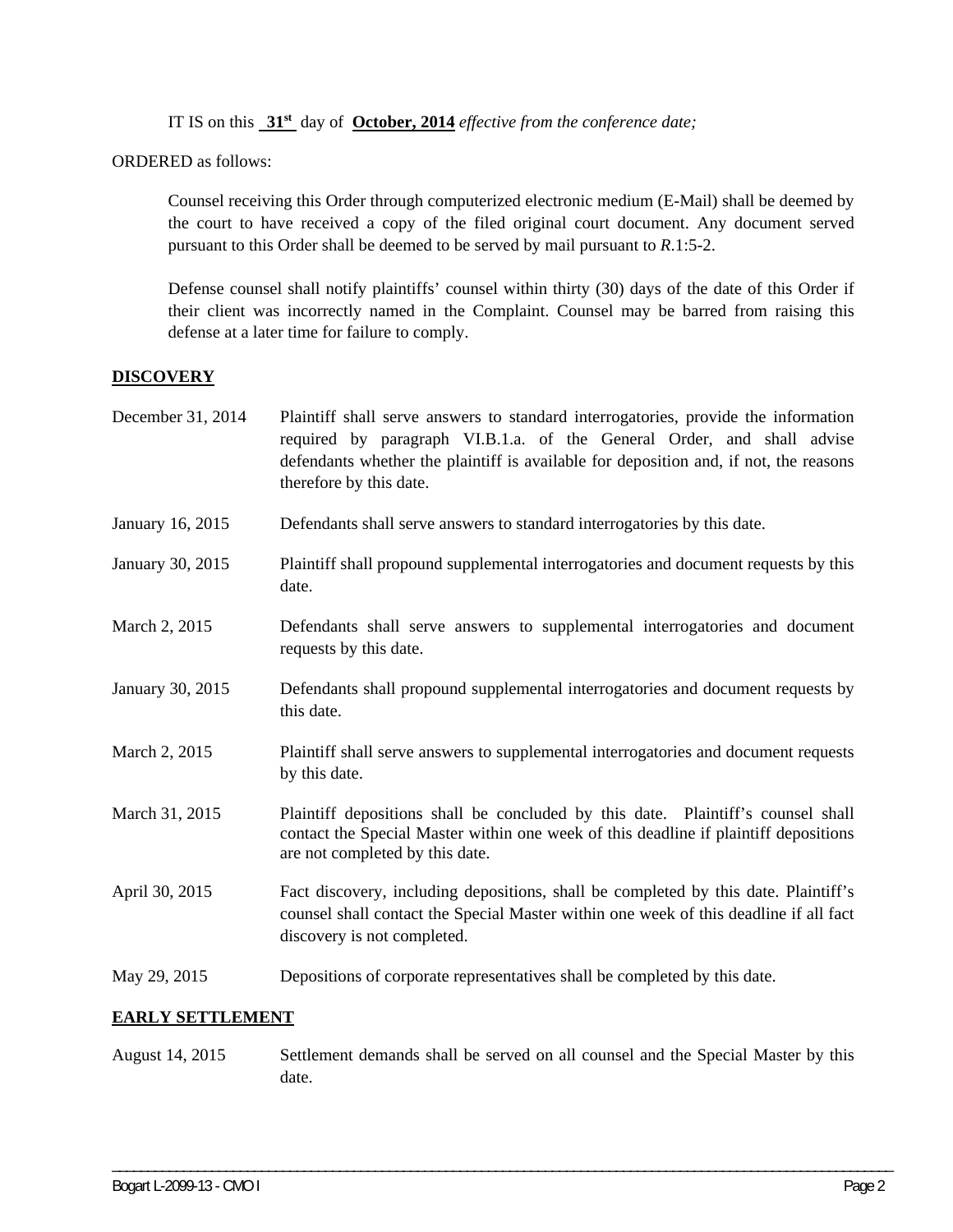IT IS on this **31st** day of **October, 2014** *effective from the conference date;*

ORDERED as follows:

Counsel receiving this Order through computerized electronic medium (E-Mail) shall be deemed by the court to have received a copy of the filed original court document. Any document served pursuant to this Order shall be deemed to be served by mail pursuant to *R*.1:5-2.

Defense counsel shall notify plaintiffs' counsel within thirty (30) days of the date of this Order if their client was incorrectly named in the Complaint. Counsel may be barred from raising this defense at a later time for failure to comply.

**DISCOVERY**

| | |
|---|---|
| December 31, 2014 | Plaintiff shall serve answers to standard interrogatories, provide the information required by paragraph VI.B.1.a. of the General Order, and shall advise defendants whether the plaintiff is available for deposition and, if not, the reasons therefore by this date. |
| January 16, 2015 | Defendants shall serve answers to standard interrogatories by this date. |
| January 30, 2015 | Plaintiff shall propound supplemental interrogatories and document requests by this date. |
| March 2, 2015 | Defendants shall serve answers to supplemental interrogatories and document requests by this date. |
| January 30, 2015 | Defendants shall propound supplemental interrogatories and document requests by this date. |
| March 2, 2015 | Plaintiff shall serve answers to supplemental interrogatories and document requests by this date. |
| March 31, 2015 | Plaintiff depositions shall be concluded by this date. Plaintiff's counsel shall contact the Special Master within one week of this deadline if plaintiff depositions are not completed by this date. |
| April 30, 2015 | Fact discovery, including depositions, shall be completed by this date. Plaintiff's counsel shall contact the Special Master within one week of this deadline if all fact discovery is not completed. |
| May 29, 2015 | Depositions of corporate representatives shall be completed by this date. |

**EARLY SETTLEMENT**

| | |
|---|---|
| August 14, 2015 | Settlement demands shall be served on all counsel and the Special Master by this date. |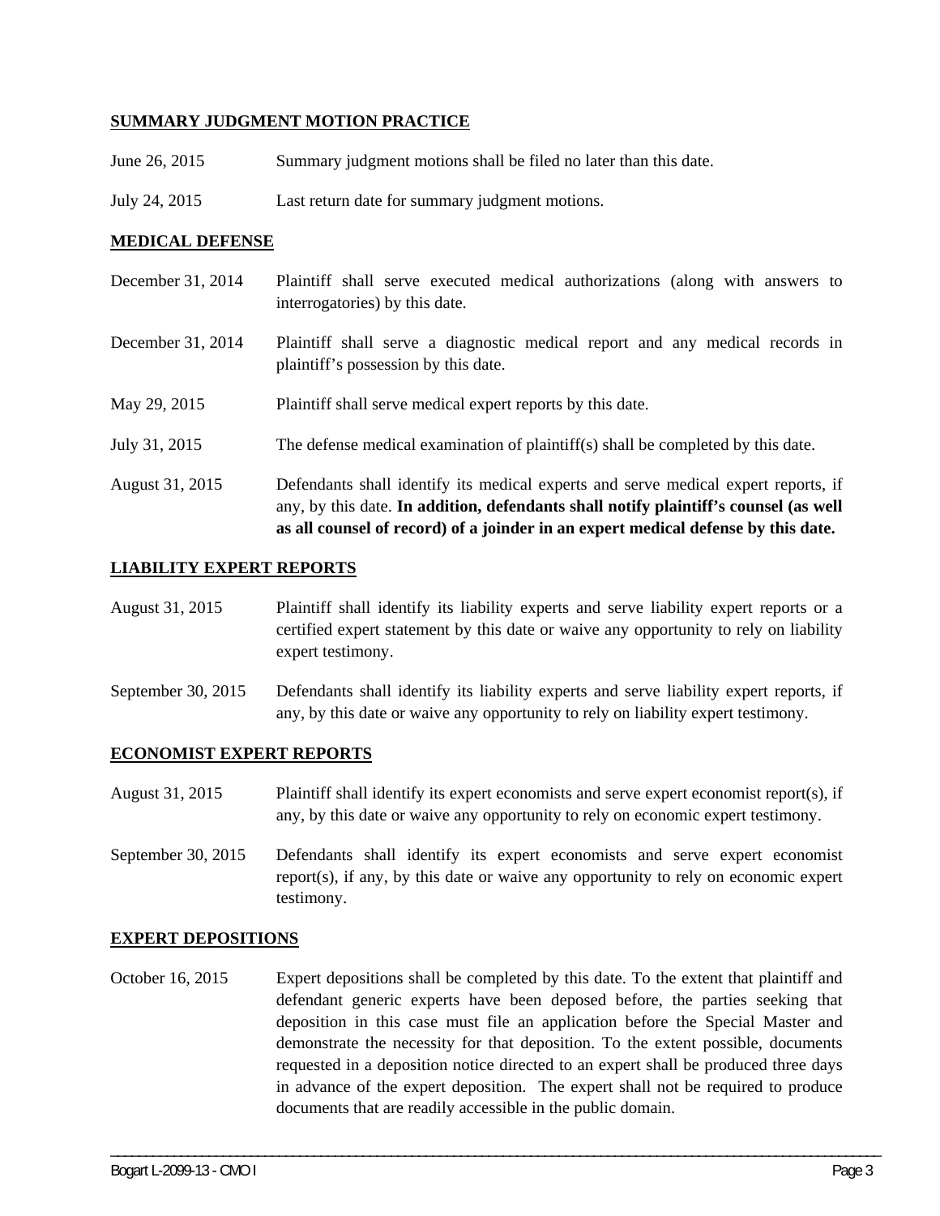**SUMMARY JUDGMENT MOTION PRACTICE**

June 26, 2015 Summary judgment motions shall be filed no later than this date.

July 24, 2015 Last return date for summary judgment motions.

**MEDICAL DEFENSE**

December 31, 2014 Plaintiff shall serve executed medical authorizations (along with answers to interrogatories) by this date.

December 31, 2014 Plaintiff shall serve a diagnostic medical report and any medical records in plaintiff's possession by this date.

May 29, 2015 Plaintiff shall serve medical expert reports by this date.

July 31, 2015 The defense medical examination of plaintiff(s) shall be completed by this date.

August 31, 2015 Defendants shall identify its medical experts and serve medical expert reports, if any, by this date. **In addition, defendants shall notify plaintiff's counsel (as well as all counsel of record) of a joinder in an expert medical defense by this date.**

**LIABILITY EXPERT REPORTS**

August 31, 2015 Plaintiff shall identify its liability experts and serve liability expert reports or a certified expert statement by this date or waive any opportunity to rely on liability expert testimony.

September 30, 2015 Defendants shall identify its liability experts and serve liability expert reports, if any, by this date or waive any opportunity to rely on liability expert testimony.

**ECONOMIST EXPERT REPORTS**

August 31, 2015 Plaintiff shall identify its expert economists and serve expert economist report(s), if any, by this date or waive any opportunity to rely on economic expert testimony.

September 30, 2015 Defendants shall identify its expert economists and serve expert economist report(s), if any, by this date or waive any opportunity to rely on economic expert testimony.

**EXPERT DEPOSITIONS**

October 16, 2015 Expert depositions shall be completed by this date. To the extent that plaintiff and defendant generic experts have been deposed before, the parties seeking that deposition in this case must file an application before the Special Master and demonstrate the necessity for that deposition. To the extent possible, documents requested in a deposition notice directed to an expert shall be produced three days in advance of the expert deposition. The expert shall not be required to produce documents that are readily accessible in the public domain.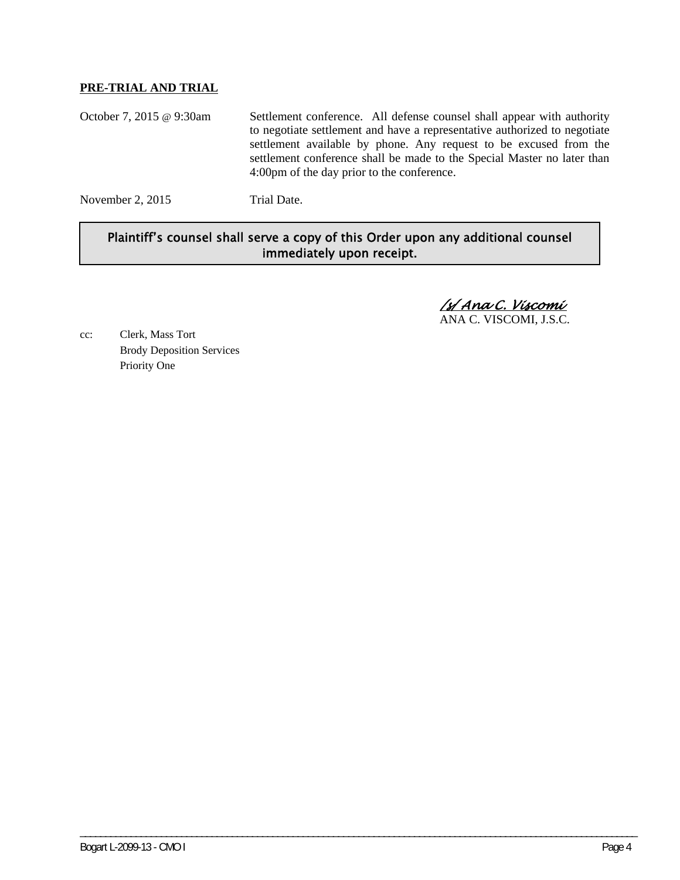**PRE-TRIAL AND TRIAL**

| | |
|---|---|
| October 7, 2015 @ 9:30am | Settlement conference. All defense counsel shall appear with authority to negotiate settlement and have a representative authorized to negotiate settlement available by phone. Any request to be excused from the settlement conference shall be made to the Special Master no later than 4:00pm of the day prior to the conference. |
| November 2, 2015 | Trial Date. |

**Plaintiff's counsel shall serve a copy of this Order upon any additional counsel immediately upon receipt.**

/s/ Ana C. Viscomi
ANA C. VISCOMI, J.S.C.

cc: Clerk, Mass Tort
Brody Deposition Services
Priority One